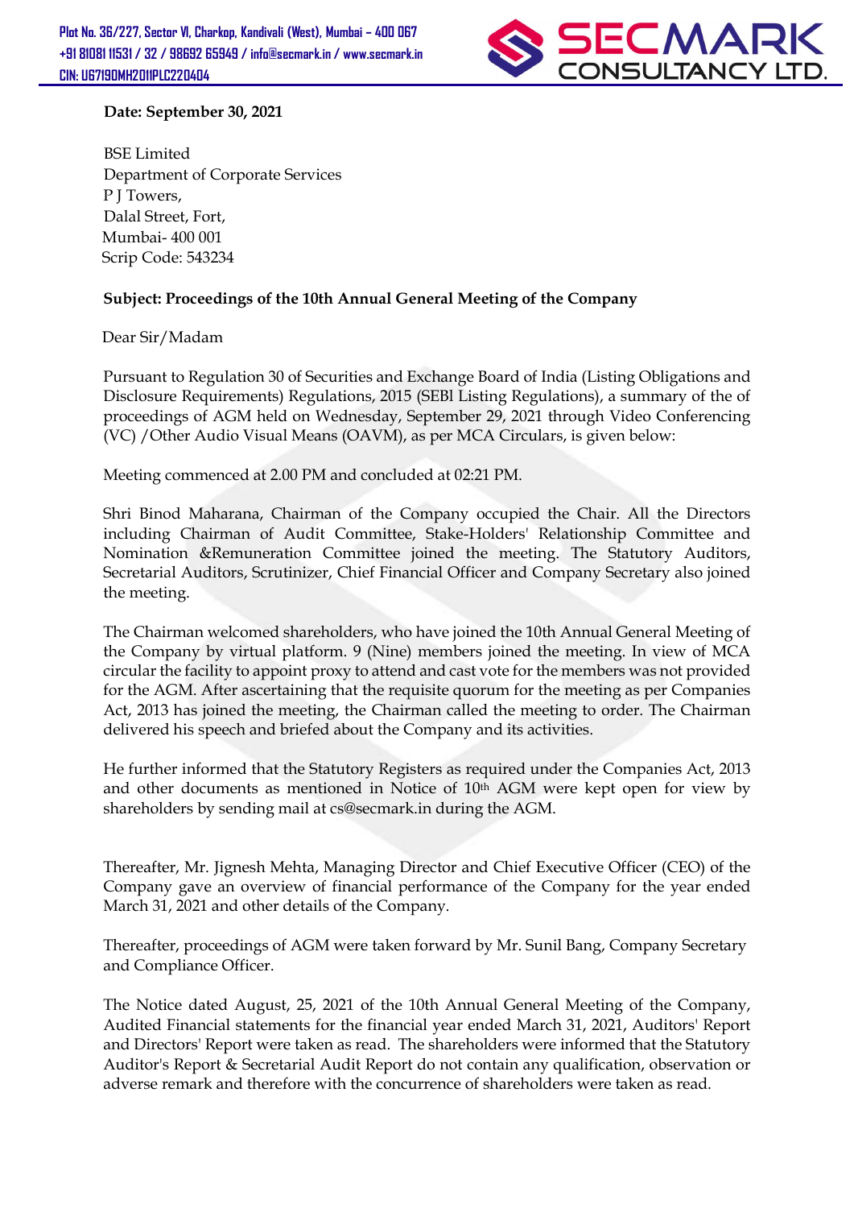Plot No. 36/227, Sector VI, Charkop, Kandivali (West), Mumbai – 400 067
+91 81081 11531 / 32 / 98692 65949 / info@secmark.in / www.secmark.in
CIN: U67190MH2011PLC220404

SECMARK CONSULTANCY LTD.

**Date: September 30, 2021**

BSE Limited
Department of Corporate Services
P J Towers,
Dalal Street, Fort,
Mumbai- 400 001
Scrip Code: 543234

**Subject: Proceedings of the 10th Annual General Meeting of the Company**

Dear Sir/Madam

Pursuant to Regulation 30 of Securities and Exchange Board of India (Listing Obligations and Disclosure Requirements) Regulations, 2015 (SEBI Listing Regulations), a summary of the of proceedings of AGM held on Wednesday, September 29, 2021 through Video Conferencing (VC) /Other Audio Visual Means (OAVM), as per MCA Circulars, is given below:

Meeting commenced at 2.00 PM and concluded at 02:21 PM.

Shri Binod Maharana, Chairman of the Company occupied the Chair. All the Directors including Chairman of Audit Committee, Stake-Holders' Relationship Committee and Nomination &Remuneration Committee joined the meeting. The Statutory Auditors, Secretarial Auditors, Scrutinizer, Chief Financial Officer and Company Secretary also joined the meeting.

The Chairman welcomed shareholders, who have joined the 10th Annual General Meeting of the Company by virtual platform. 9 (Nine) members joined the meeting. In view of MCA circular the facility to appoint proxy to attend and cast vote for the members was not provided for the AGM. After ascertaining that the requisite quorum for the meeting as per Companies Act, 2013 has joined the meeting, the Chairman called the meeting to order. The Chairman delivered his speech and briefed about the Company and its activities.

He further informed that the Statutory Registers as required under the Companies Act, 2013 and other documents as mentioned in Notice of 10th AGM were kept open for view by shareholders by sending mail at cs@secmark.in during the AGM.

Thereafter, Mr. Jignesh Mehta, Managing Director and Chief Executive Officer (CEO) of the Company gave an overview of financial performance of the Company for the year ended March 31, 2021 and other details of the Company.

Thereafter, proceedings of AGM were taken forward by Mr. Sunil Bang, Company Secretary and Compliance Officer.

The Notice dated August, 25, 2021 of the 10th Annual General Meeting of the Company, Audited Financial statements for the financial year ended March 31, 2021, Auditors' Report and Directors' Report were taken as read. The shareholders were informed that the Statutory Auditor's Report & Secretarial Audit Report do not contain any qualification, observation or adverse remark and therefore with the concurrence of shareholders were taken as read.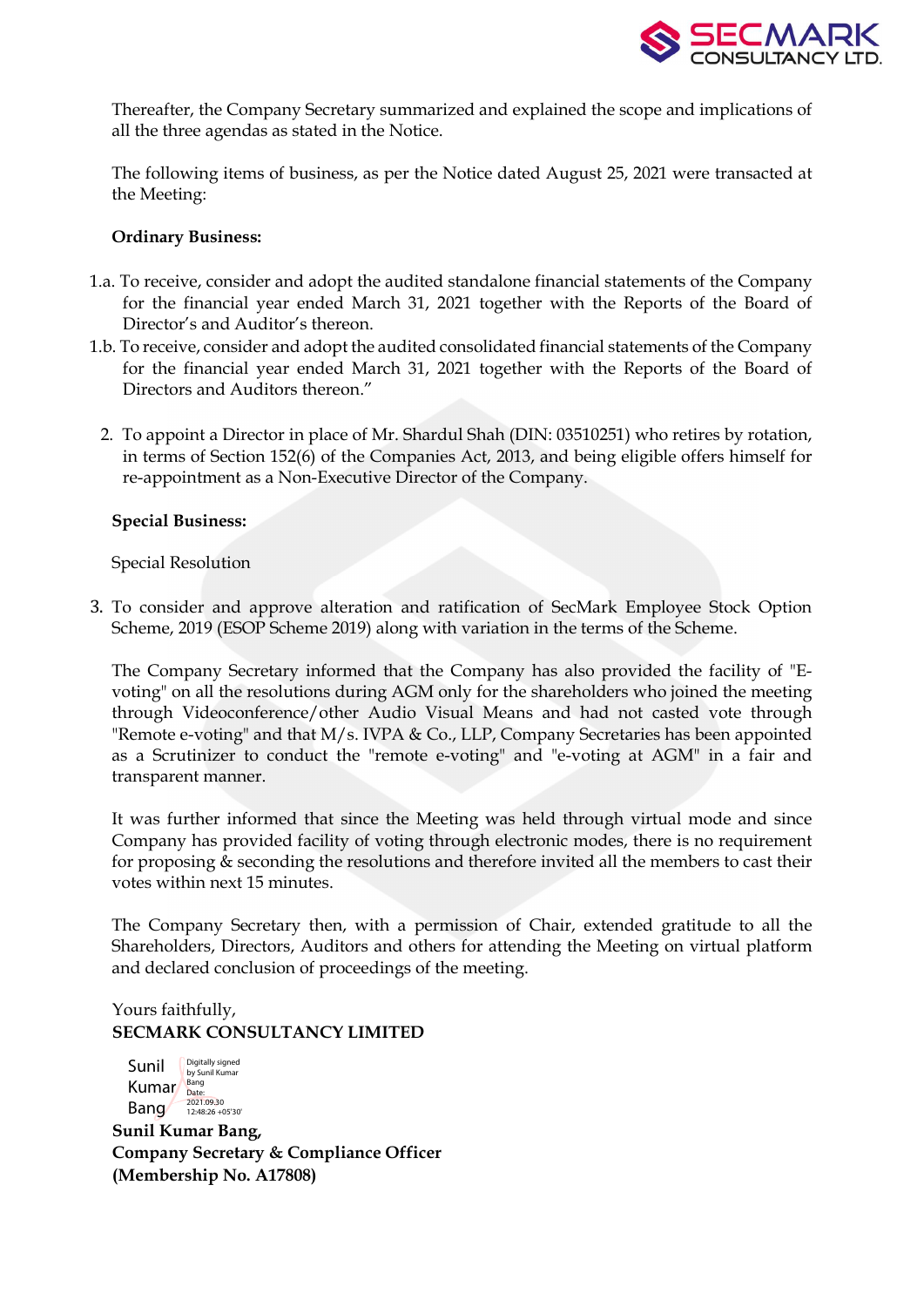Thereafter, the Company Secretary summarized and explained the scope and implications of all the three agendas as stated in the Notice.

The following items of business, as per the Notice dated August 25, 2021 were transacted at the Meeting:

**Ordinary Business:**

1.a. To receive, consider and adopt the audited standalone financial statements of the Company for the financial year ended March 31, 2021 together with the Reports of the Board of Director's and Auditor's thereon.

1.b. To receive, consider and adopt the audited consolidated financial statements of the Company for the financial year ended March 31, 2021 together with the Reports of the Board of Directors and Auditors thereon."

2. To appoint a Director in place of Mr. Shardul Shah (DIN: 03510251) who retires by rotation, in terms of Section 152(6) of the Companies Act, 2013, and being eligible offers himself for re-appointment as a Non-Executive Director of the Company.

**Special Business:**

Special Resolution

3. To consider and approve alteration and ratification of SecMark Employee Stock Option Scheme, 2019 (ESOP Scheme 2019) along with variation in the terms of the Scheme.

The Company Secretary informed that the Company has also provided the facility of "E-voting" on all the resolutions during AGM only for the shareholders who joined the meeting through Videoconference/other Audio Visual Means and had not casted vote through "Remote e-voting" and that M/s. IVPA & Co., LLP, Company Secretaries has appointed as a Scrutinizer to conduct the "remote e-voting" and "e-voting at AGM" in a fair and transparent manner.

It was further informed that since the Meeting was held through virtual mode and since Company has provided facility of voting through electronic modes, there is no requirement for proposing & seconding the resolutions and therefore invited all the members to cast their votes within next 15 minutes.

The Company Secretary then, with a permission of Chair, extended gratitude to all the Shareholders, Directors, Auditors and others for attending the Meeting on virtual platform and declared conclusion of proceedings of the meeting.

Yours faithfully,
**SECMARK CONSULTANCY LIMITED**

Sunil Kumar Bang
Digitally signed by Sunil Kumar Bang
Date: 2021.09.30 12:48:26 +05'30'

**Sunil Kumar Bang,**
**Company Secretary & Compliance Officer**
**(Membership No. A17808)**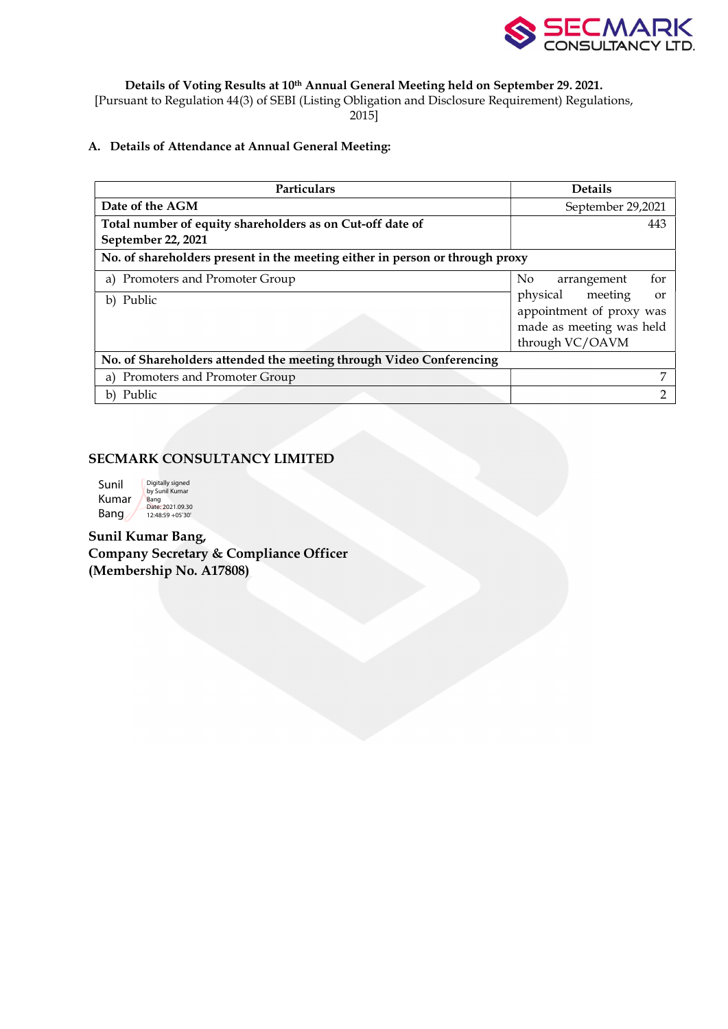**Details of Voting Results at 10th Annual General Meeting held on September 29. 2021.**
[Pursuant to Regulation 44(3) of SEBI (Listing Obligation and Disclosure Requirement) Regulations, 2015]

**A. Details of Attendance at Annual General Meeting:**

| **Particulars** | **Details** |
|---|---|
| **Date of the AGM** | September 29,2021 |
| **Total number of equity shareholders as on Cut-off date of September 22, 2021** | 443 |
| **No. of shareholders present in the meeting either in person or through proxy** | |
| a) Promoters and Promoter Group | No arrangement for physical meeting or appointment of proxy was made as meeting was held through VC/OAVM |
| b) Public | |
| **No. of Shareholders attended the meeting through Video Conferencing** | |
| a) Promoters and Promoter Group | 7 |
| b) Public | 2 |

**SECMARK CONSULTANCY LIMITED**

Sunil Kumar Bang — Digitally signed by Sunil Kumar Bang, Date: 2021.09.30 12:48:59 +05'30'

**Sunil Kumar Bang,**
**Company Secretary & Compliance Officer**
**(Membership No. A17808)**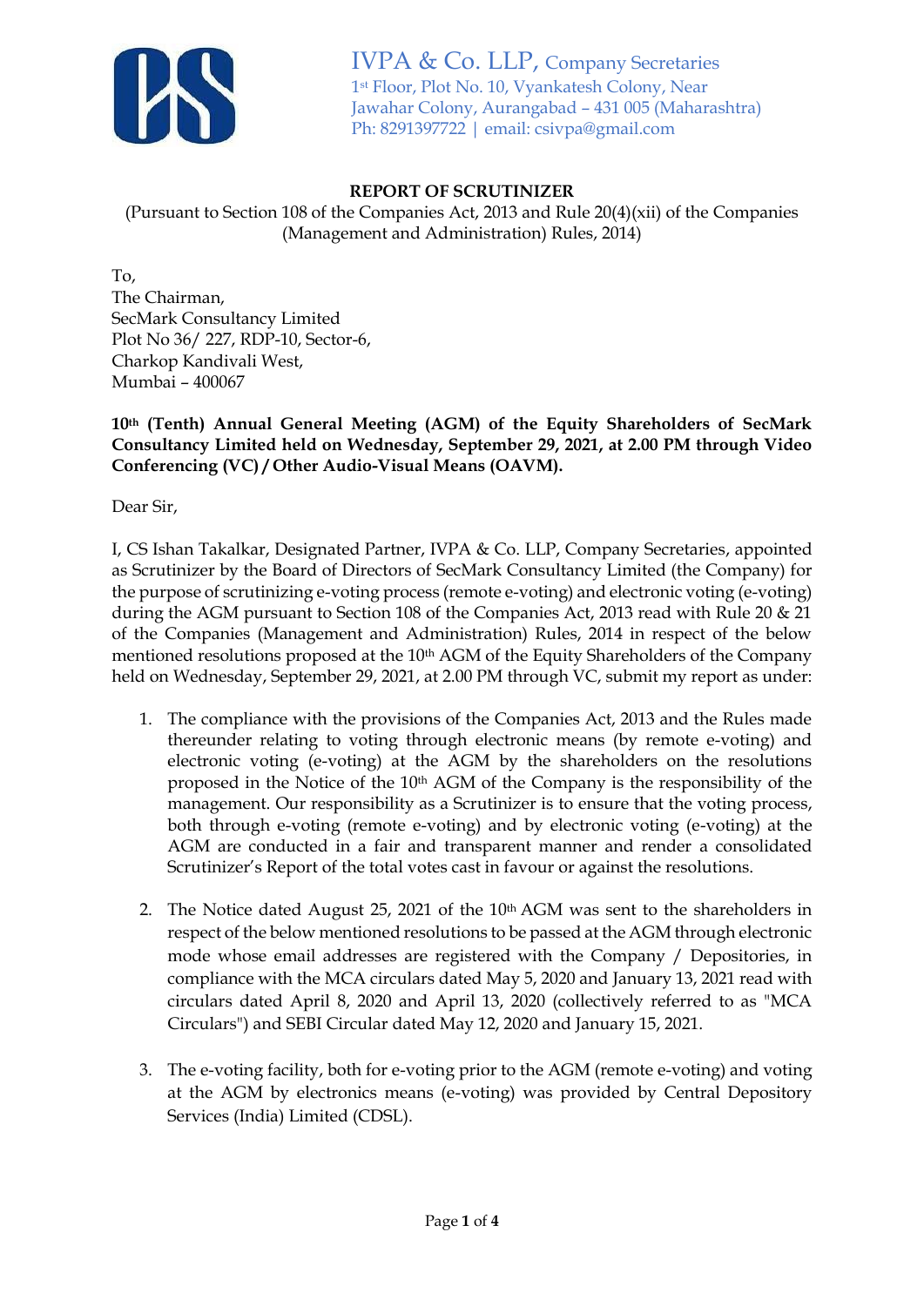IVPA & Co. LLP, Company Secretaries
1st Floor, Plot No. 10, Vyankatesh Colony, Near
Jawahar Colony, Aurangabad – 431 005 (Maharashtra)
Ph: 8291397722 | email: csivpa@gmail.com

## REPORT OF SCRUTINIZER

(Pursuant to Section 108 of the Companies Act, 2013 and Rule 20(4)(xii) of the Companies (Management and Administration) Rules, 2014)

To,
The Chairman,
SecMark Consultancy Limited
Plot No 36/ 227, RDP-10, Sector-6,
Charkop Kandivali West,
Mumbai – 400067

**10th (Tenth) Annual General Meeting (AGM) of the Equity Shareholders of SecMark Consultancy Limited held on Wednesday, September 29, 2021, at 2.00 PM through Video Conferencing (VC) / Other Audio-Visual Means (OAVM).**

Dear Sir,

I, CS Ishan Takalkar, Designated Partner, IVPA & Co. LLP, Company Secretaries, appointed as Scrutinizer by the Board of Directors of SecMark Consultancy Limited (the Company) for the purpose of scrutinizing e-voting process (remote e-voting) and electronic voting (e-voting) during the AGM pursuant to Section 108 of the Companies Act, 2013 read with Rule 20 & 21 of the Companies (Management and Administration) Rules, 2014 in respect of the below mentioned resolutions proposed at the 10th AGM of the Equity Shareholders of the Company held on Wednesday, September 29, 2021, at 2.00 PM through VC, submit my report as under:

1. The compliance with the provisions of the Companies Act, 2013 and the Rules made thereunder relating to voting through electronic means (by remote e-voting) and electronic voting (e-voting) at the AGM by the shareholders on the resolutions proposed in the Notice of the 10th AGM of the Company is the responsibility of the management. Our responsibility as a Scrutinizer is to ensure that the voting process, both through e-voting (remote e-voting) and by electronic voting (e-voting) at the AGM are conducted in a fair and transparent manner and render a consolidated Scrutinizer's Report of the total votes cast in favour or against the resolutions.

2. The Notice dated August 25, 2021 of the 10th AGM was sent to the shareholders in respect of the below mentioned resolutions to be passed at the AGM through electronic mode whose email addresses are registered with the Company / Depositories, in compliance with the MCA circulars dated May 5, 2020 and January 13, 2021 read with circulars dated April 8, 2020 and April 13, 2020 (collectively referred to as "MCA Circulars") and SEBI Circular dated May 12, 2020 and January 15, 2021.

3. The e-voting facility, both for e-voting prior to the AGM (remote e-voting) and voting at the AGM by electronics means (e-voting) was provided by Central Depository Services (India) Limited (CDSL).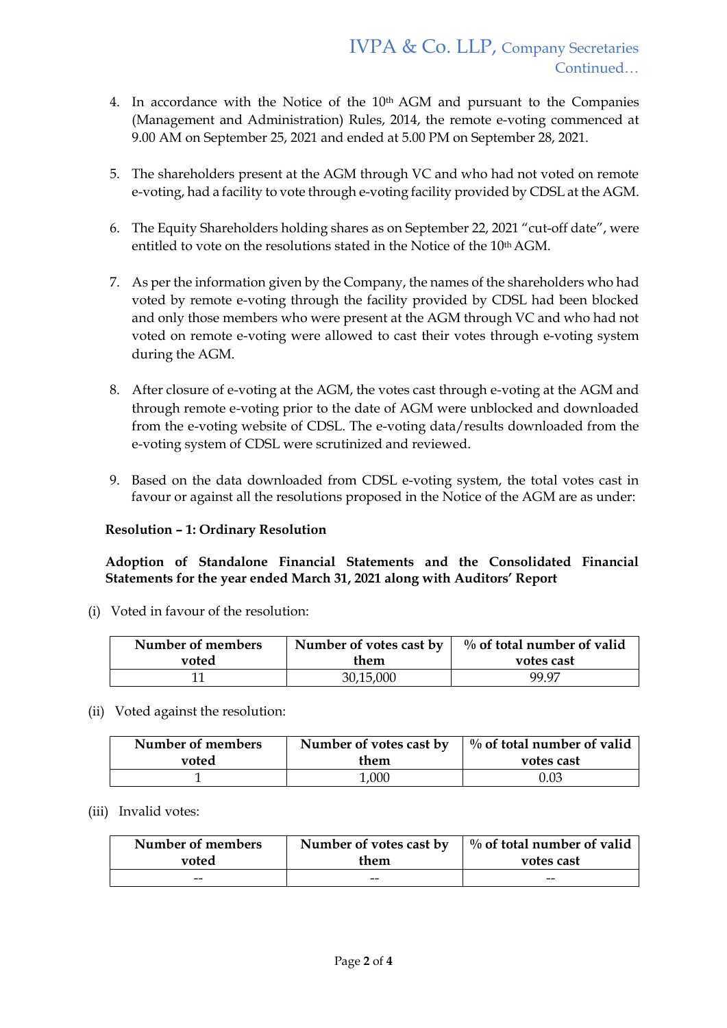4. In accordance with the Notice of the 10th AGM and pursuant to the Companies (Management and Administration) Rules, 2014, the remote e-voting commenced at 9.00 AM on September 25, 2021 and ended at 5.00 PM on September 28, 2021.

5. The shareholders present at the AGM through VC and who had not voted on remote e-voting, had a facility to vote through e-voting facility provided by CDSL at the AGM.

6. The Equity Shareholders holding shares as on September 22, 2021 "cut-off date", were entitled to vote on the resolutions stated in the Notice of the 10th AGM.

7. As per the information given by the Company, the names of the shareholders who had voted by remote e-voting through the facility provided by CDSL had been blocked and only those members who were present at the AGM through VC and who had not voted on remote e-voting were allowed to cast their votes through e-voting system during the AGM.

8. After closure of e-voting at the AGM, the votes cast through e-voting at the AGM and through remote e-voting prior to the date of AGM were unblocked and downloaded from the e-voting website of CDSL. The e-voting data/results downloaded from the e-voting system of CDSL were scrutinized and reviewed.

9. Based on the data downloaded from CDSL e-voting system, the total votes cast in favour or against all the resolutions proposed in the Notice of the AGM are as under:

**Resolution – 1: Ordinary Resolution**

**Adoption of Standalone Financial Statements and the Consolidated Financial Statements for the year ended March 31, 2021 along with Auditors' Report**

(i) Voted in favour of the resolution:

| Number of members voted | Number of votes cast by them | % of total number of valid votes cast |
|---|---|---|
| 11 | 30,15,000 | 99.97 |

(ii) Voted against the resolution:

| Number of members voted | Number of votes cast by them | % of total number of valid votes cast |
|---|---|---|
| 1 | 1,000 | 0.03 |

(iii) Invalid votes:

| Number of members voted | Number of votes cast by them | % of total number of valid votes cast |
|---|---|---|
| -- | -- | -- |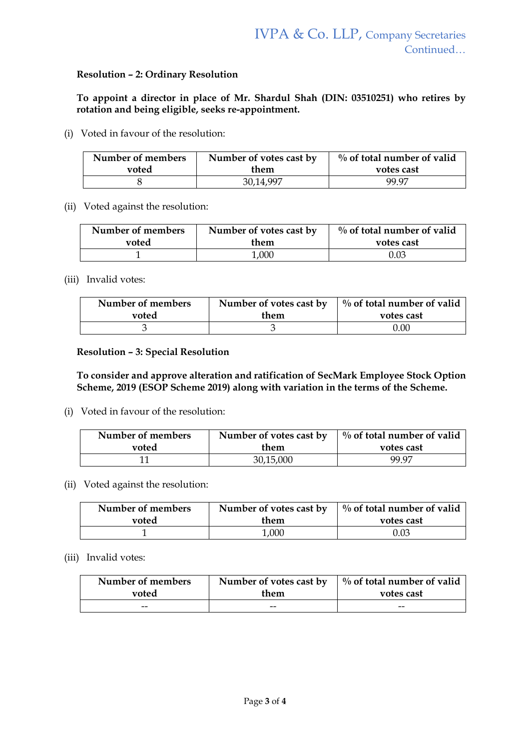**Resolution – 2: Ordinary Resolution**

**To appoint a director in place of Mr. Shardul Shah (DIN: 03510251) who retires by rotation and being eligible, seeks re-appointment.**

(i) Voted in favour of the resolution:

| Number of members voted | Number of votes cast by them | % of total number of valid votes cast |
|---|---|---|
| 8 | 30,14,997 | 99.97 |

(ii) Voted against the resolution:

| Number of members voted | Number of votes cast by them | % of total number of valid votes cast |
|---|---|---|
| 1 | 1,000 | 0.03 |

(iii) Invalid votes:

| Number of members voted | Number of votes cast by them | % of total number of valid votes cast |
|---|---|---|
| 3 | 3 | 0.00 |

**Resolution – 3: Special Resolution**

**To consider and approve alteration and ratification of SecMark Employee Stock Option Scheme, 2019 (ESOP Scheme 2019) along with variation in the terms of the Scheme.**

(i) Voted in favour of the resolution:

| Number of members voted | Number of votes cast by them | % of total number of valid votes cast |
|---|---|---|
| 11 | 30,15,000 | 99.97 |

(ii) Voted against the resolution:

| Number of members voted | Number of votes cast by them | % of total number of valid votes cast |
|---|---|---|
| 1 | 1,000 | 0.03 |

(iii) Invalid votes:

| Number of members voted | Number of votes cast by them | % of total number of valid votes cast |
|---|---|---|
| -- | -- | -- |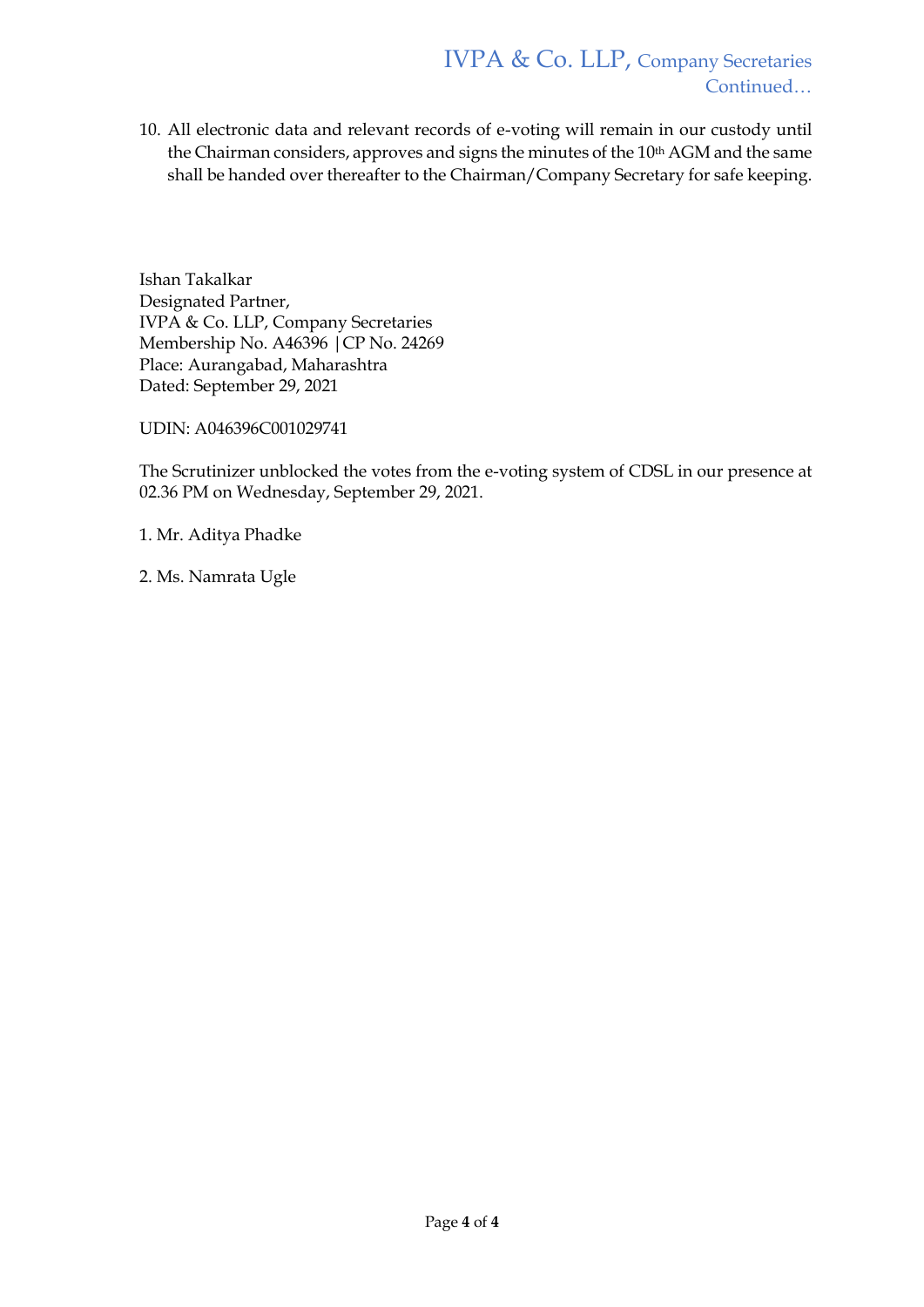10. All electronic data and relevant records of e-voting will remain in our custody until the Chairman considers, approves and signs the minutes of the 10th AGM and the same shall be handed over thereafter to the Chairman/Company Secretary for safe keeping.

Ishan Takalkar
Designated Partner,
IVPA & Co. LLP, Company Secretaries
Membership No. A46396 |CP No. 24269
Place: Aurangabad, Maharashtra
Dated: September 29, 2021

UDIN: A046396C001029741

The Scrutinizer unblocked the votes from the e-voting system of CDSL in our presence at 02.36 PM on Wednesday, September 29, 2021.

1. Mr. Aditya Phadke

2. Ms. Namrata Ugle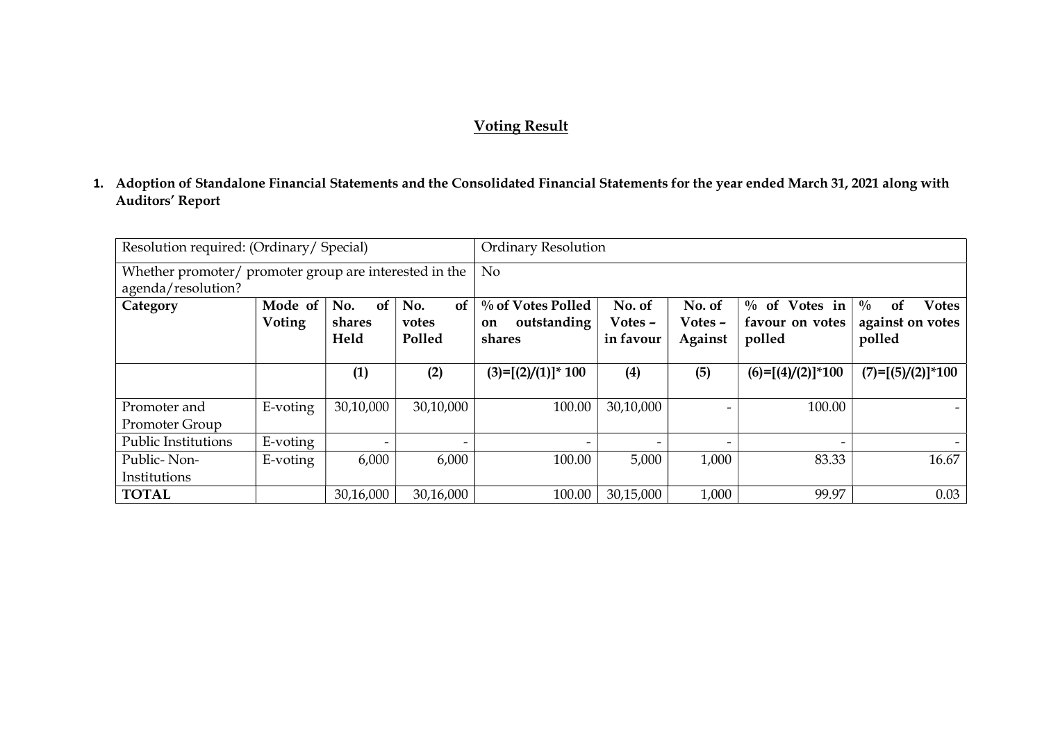## Voting Result

**1. Adoption of Standalone Financial Statements and the Consolidated Financial Statements for the year ended March 31, 2021 along with Auditors' Report**

| Resolution required: (Ordinary/ Special) | | | | Ordinary Resolution | | | | |
|---|---|---|---|---|---|---|---|---|
| Whether promoter/ promoter group are interested in the agenda/resolution? | | | | No | | | | |
| **Category** | **Mode of Voting** | **No. of shares Held** | **No. of votes Polled** | **% of Votes Polled on outstanding shares** | **No. of Votes – in favour** | **No. of Votes – Against** | **% of Votes in favour on votes polled** | **% of Votes against on votes polled** |
| | | **(1)** | **(2)** | **(3)=[(2)/(1)]* 100** | **(4)** | **(5)** | **(6)=[(4)/(2)]*100** | **(7)=[(5)/(2)]*100** |
| Promoter and Promoter Group | E-voting | 30,10,000 | 30,10,000 | 100.00 | 30,10,000 | - | 100.00 | - |
| Public Institutions | E-voting | - | - | - | - | - | - | - |
| Public- Non-Institutions | E-voting | 6,000 | 6,000 | 100.00 | 5,000 | 1,000 | 83.33 | 16.67 |
| **TOTAL** | | 30,16,000 | 30,16,000 | 100.00 | 30,15,000 | 1,000 | 99.97 | 0.03 |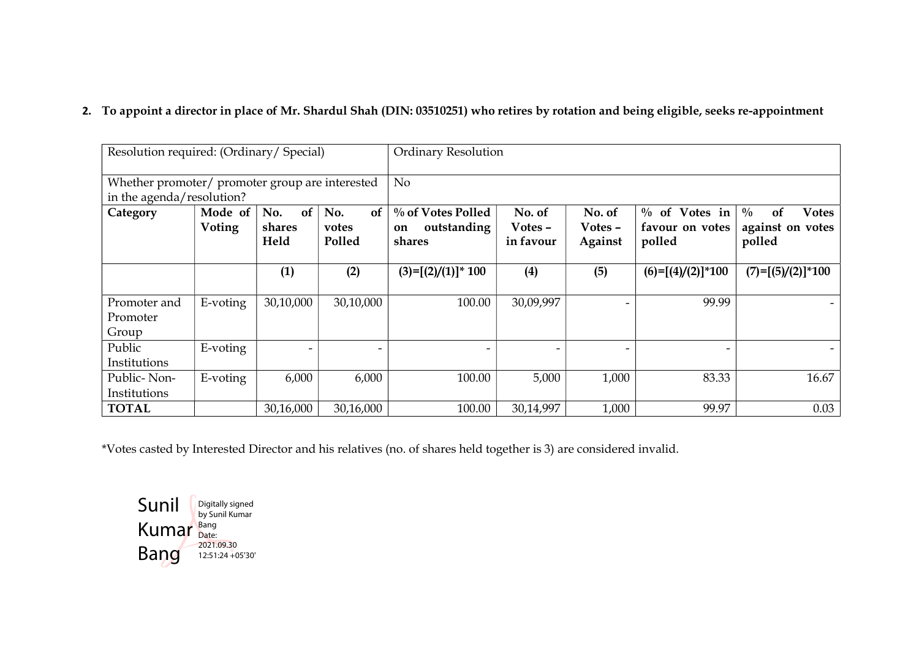**2. To appoint a director in place of Mr. Shardul Shah (DIN: 03510251) who retires by rotation and being eligible, seeks re-appointment**

| Resolution required: (Ordinary/ Special) | | | | Ordinary Resolution | | | | |
|---|---|---|---|---|---|---|---|---|
| Whether promoter/ promoter group are interested in the agenda/resolution? | | | | No | | | | |
| **Category** | **Mode of Voting** | **No. of shares Held** | **No. of votes Polled** | **% of Votes Polled on outstanding shares** | **No. of Votes – in favour** | **No. of Votes – Against** | **% of Votes in favour on votes polled** | **% of Votes against on votes polled** |
| | | **(1)** | **(2)** | **(3)=[(2)/(1)]* 100** | **(4)** | **(5)** | **(6)=[(4)/(2)]*100** | **(7)=[(5)/(2)]*100** |
| Promoter and Promoter Group | E-voting | 30,10,000 | 30,10,000 | 100.00 | 30,09,997 | - | 99.99 | - |
| Public Institutions | E-voting | - | - | - | - | - | - | - |
| Public- Non-Institutions | E-voting | 6,000 | 6,000 | 100.00 | 5,000 | 1,000 | 83.33 | 16.67 |
| **TOTAL** | | 30,16,000 | 30,16,000 | 100.00 | 30,14,997 | 1,000 | 99.97 | 0.03 |

*Votes casted by Interested Director and his relatives (no. of shares held together is 3) are considered invalid.

Sunil Kumar Bang

Digitally signed by Sunil Kumar Bang
Date: 2021.09.30 12:51:24 +05'30'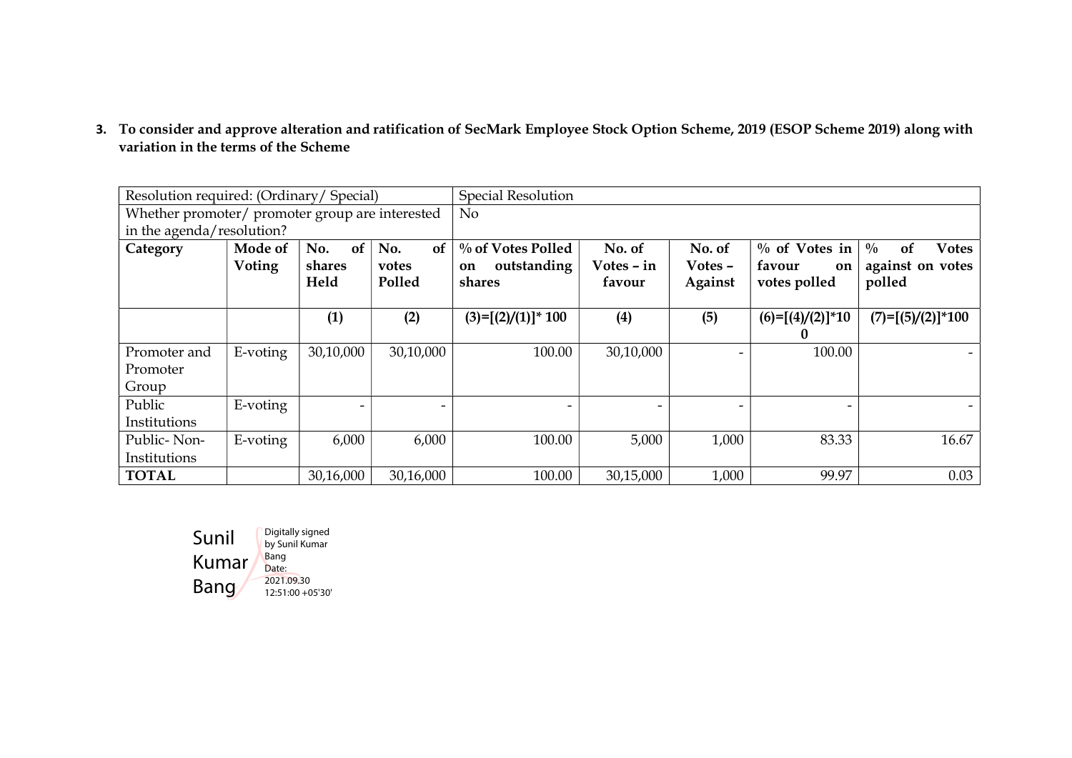**3. To consider and approve alteration and ratification of SecMark Employee Stock Option Scheme, 2019 (ESOP Scheme 2019) along with variation in the terms of the Scheme**

| Resolution required: (Ordinary/ Special) | | | | Special Resolution | | | | |
|---|---|---|---|---|---|---|---|---|
| Whether promoter/ promoter group are interested in the agenda/resolution? | | | | No | | | | |
| **Category** | **Mode of Voting** | **No. of shares Held** | **No. of votes Polled** | **% of Votes Polled on outstanding shares** | **No. of Votes – in favour** | **No. of Votes – Against** | **% of Votes in favour on votes polled** | **% of Votes against on votes polled** |
| | | **(1)** | **(2)** | **(3)=[(2)/(1)]* 100** | **(4)** | **(5)** | **(6)=[(4)/(2)]*100** | **(7)=[(5)/(2)]*100** |
| Promoter and Promoter Group | E-voting | 30,10,000 | 30,10,000 | 100.00 | 30,10,000 | - | 100.00 | - |
| Public Institutions | E-voting | - | - | - | - | - | - | - |
| Public- Non-Institutions | E-voting | 6,000 | 6,000 | 100.00 | 5,000 | 1,000 | 83.33 | 16.67 |
| **TOTAL** | | 30,16,000 | 30,16,000 | 100.00 | 30,15,000 | 1,000 | 99.97 | 0.03 |

Sunil Kumar Bang

Digitally signed by Sunil Kumar Bang
Date: 2021.09.30 12:51:00 +05'30'